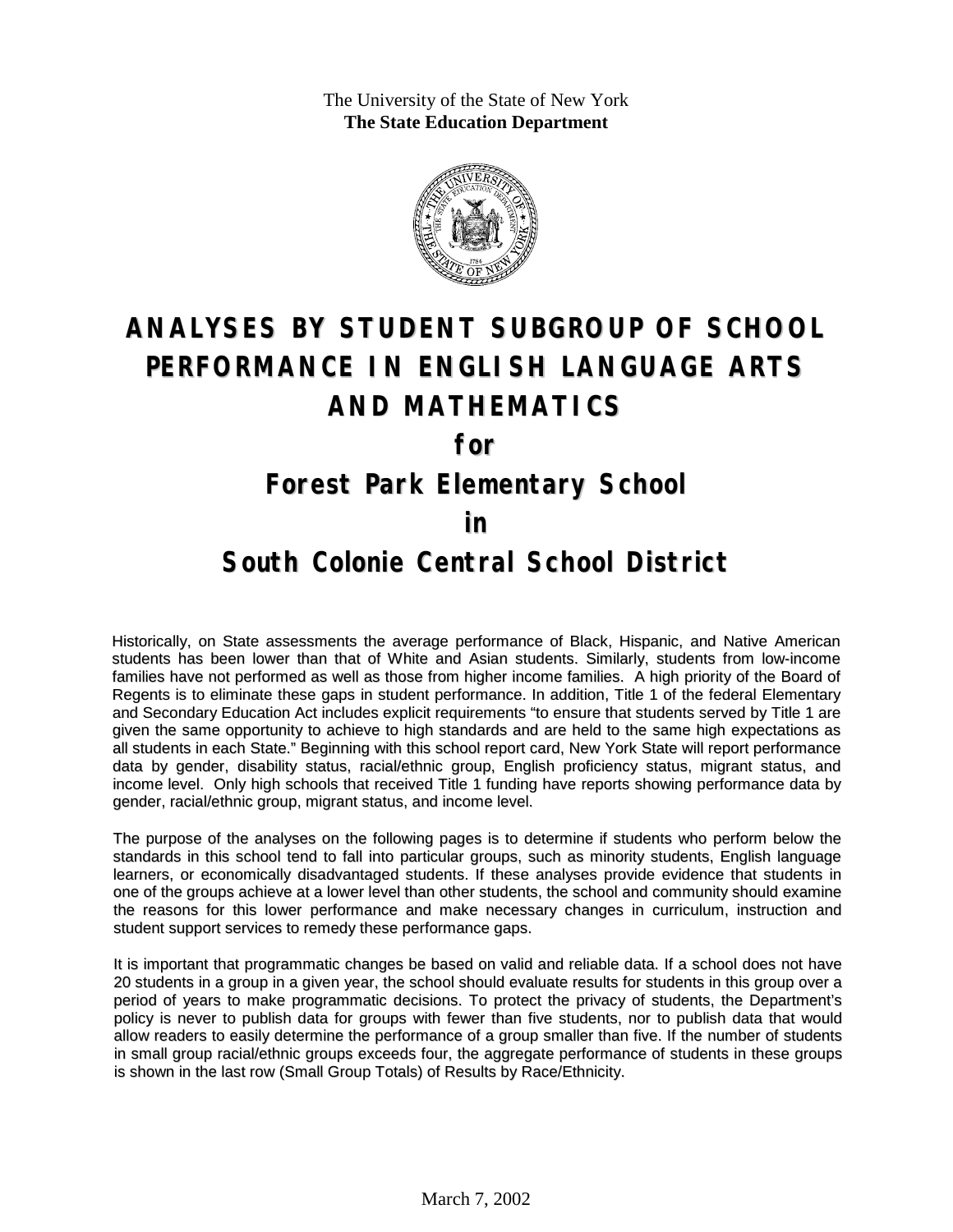The University of the State of New York
**The State Education Department**

# ANALYSES BY STUDENT SUBGROUP OF SCHOOL PERFORMANCE IN ENGLISH LANGUAGE ARTS AND MATHEMATICS

## for

## Forest Park Elementary School

## in

## South Colonie Central School District

Historically, on State assessments the average performance of Black, Hispanic, and Native American students has been lower than that of White and Asian students. Similarly, students from low-income families have not performed as well as those from higher income families. A high priority of the Board of Regents is to eliminate these gaps in student performance. In addition, Title 1 of the federal Elementary and Secondary Education Act includes explicit requirements "to ensure that students served by Title 1 are given the same opportunity to achieve to high standards and are held to the same high expectations as all students in each State." Beginning with this school report card, New York State will report performance data by gender, disability status, racial/ethnic group, English proficiency status, migrant status, and income level. Only high schools that received Title 1 funding have reports showing performance data by gender, racial/ethnic group, migrant status, and income level.

The purpose of the analyses on the following pages is to determine if students who perform below the standards in this school tend to fall into particular groups, such as minority students, English language learners, or economically disadvantaged students. If these analyses provide evidence that students in one of the groups achieve at a lower level than other students, the school and community should examine the reasons for this lower performance and make necessary changes in curriculum, instruction and student support services to remedy these performance gaps.

It is important that programmatic changes be based on valid and reliable data. If a school does not have 20 students in a group in a given year, the school should evaluate results for students in this group over a period of years to make programmatic decisions. To protect the privacy of students, the Department's policy is never to publish data for groups with fewer than five students, nor to publish data that would allow readers to easily determine the performance of a group smaller than five. If the number of students in small group racial/ethnic groups exceeds four, the aggregate performance of students in these groups is shown in the last row (Small Group Totals) of Results by Race/Ethnicity.

March 7, 2002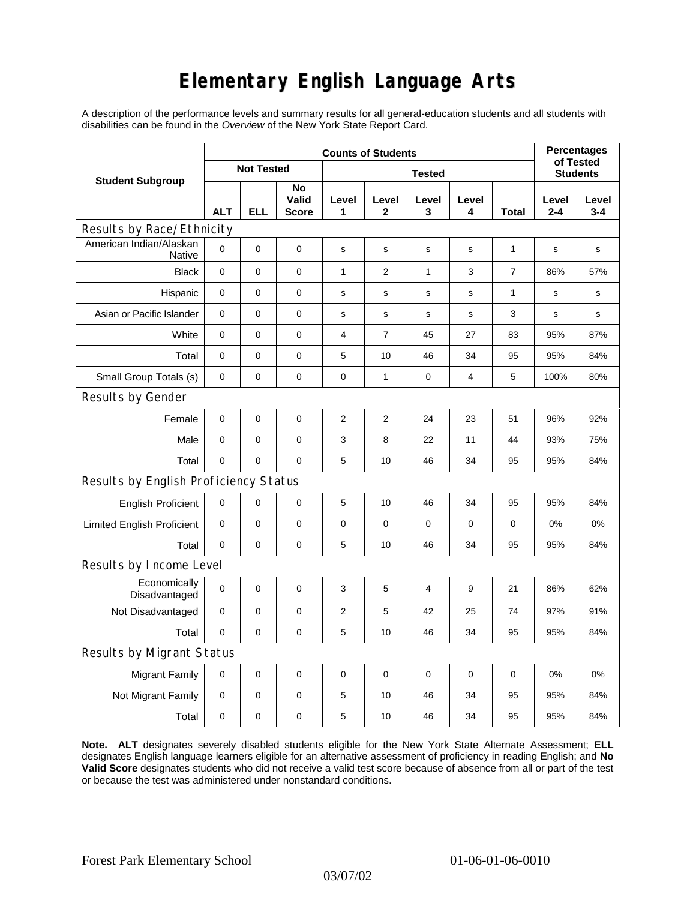# Elementary English Language Arts

A description of the performance levels and summary results for all general-education students and all students with disabilities can be found in the *Overview* of the New York State Report Card.

| Student Subgroup | Counts of Students | | | | | | | | Percentages of Tested Students | |
|---|---|---|---|---|---|---|---|---|---|---|
| | Not Tested | | | Tested | | | | | | |
| | ALT | ELL | No Valid Score | Level 1 | Level 2 | Level 3 | Level 4 | Total | Level 2-4 | Level 3-4 |
| **Results by Race/Ethnicity** | | | | | | | | | | |
| American Indian/Alaskan Native | 0 | 0 | 0 | s | s | s | s | 1 | s | s |
| Black | 0 | 0 | 0 | 1 | 2 | 1 | 3 | 7 | 86% | 57% |
| Hispanic | 0 | 0 | 0 | s | s | s | s | 1 | s | s |
| Asian or Pacific Islander | 0 | 0 | 0 | s | s | s | s | 3 | s | s |
| White | 0 | 0 | 0 | 4 | 7 | 45 | 27 | 83 | 95% | 87% |
| Total | 0 | 0 | 0 | 5 | 10 | 46 | 34 | 95 | 95% | 84% |
| Small Group Totals (s) | 0 | 0 | 0 | 0 | 1 | 0 | 4 | 5 | 100% | 80% |
| **Results by Gender** | | | | | | | | | | |
| Female | 0 | 0 | 0 | 2 | 2 | 24 | 23 | 51 | 96% | 92% |
| Male | 0 | 0 | 0 | 3 | 8 | 22 | 11 | 44 | 93% | 75% |
| Total | 0 | 0 | 0 | 5 | 10 | 46 | 34 | 95 | 95% | 84% |
| **Results by English Proficiency Status** | | | | | | | | | | |
| English Proficient | 0 | 0 | 0 | 5 | 10 | 46 | 34 | 95 | 95% | 84% |
| Limited English Proficient | 0 | 0 | 0 | 0 | 0 | 0 | 0 | 0 | 0% | 0% |
| Total | 0 | 0 | 0 | 5 | 10 | 46 | 34 | 95 | 95% | 84% |
| **Results by Income Level** | | | | | | | | | | |
| Economically Disadvantaged | 0 | 0 | 0 | 3 | 5 | 4 | 9 | 21 | 86% | 62% |
| Not Disadvantaged | 0 | 0 | 0 | 2 | 5 | 42 | 25 | 74 | 97% | 91% |
| Total | 0 | 0 | 0 | 5 | 10 | 46 | 34 | 95 | 95% | 84% |
| **Results by Migrant Status** | | | | | | | | | | |
| Migrant Family | 0 | 0 | 0 | 0 | 0 | 0 | 0 | 0 | 0% | 0% |
| Not Migrant Family | 0 | 0 | 0 | 5 | 10 | 46 | 34 | 95 | 95% | 84% |
| Total | 0 | 0 | 0 | 5 | 10 | 46 | 34 | 95 | 95% | 84% |

**Note. ALT** designates severely disabled students eligible for the New York State Alternate Assessment; **ELL** designates English language learners eligible for an alternative assessment of proficiency in reading English; and **No Valid Score** designates students who did not receive a valid test score because of absence from all or part of the test or because the test was administered under nonstandard conditions.

Forest Park Elementary School 01-06-01-06-0010

03/07/02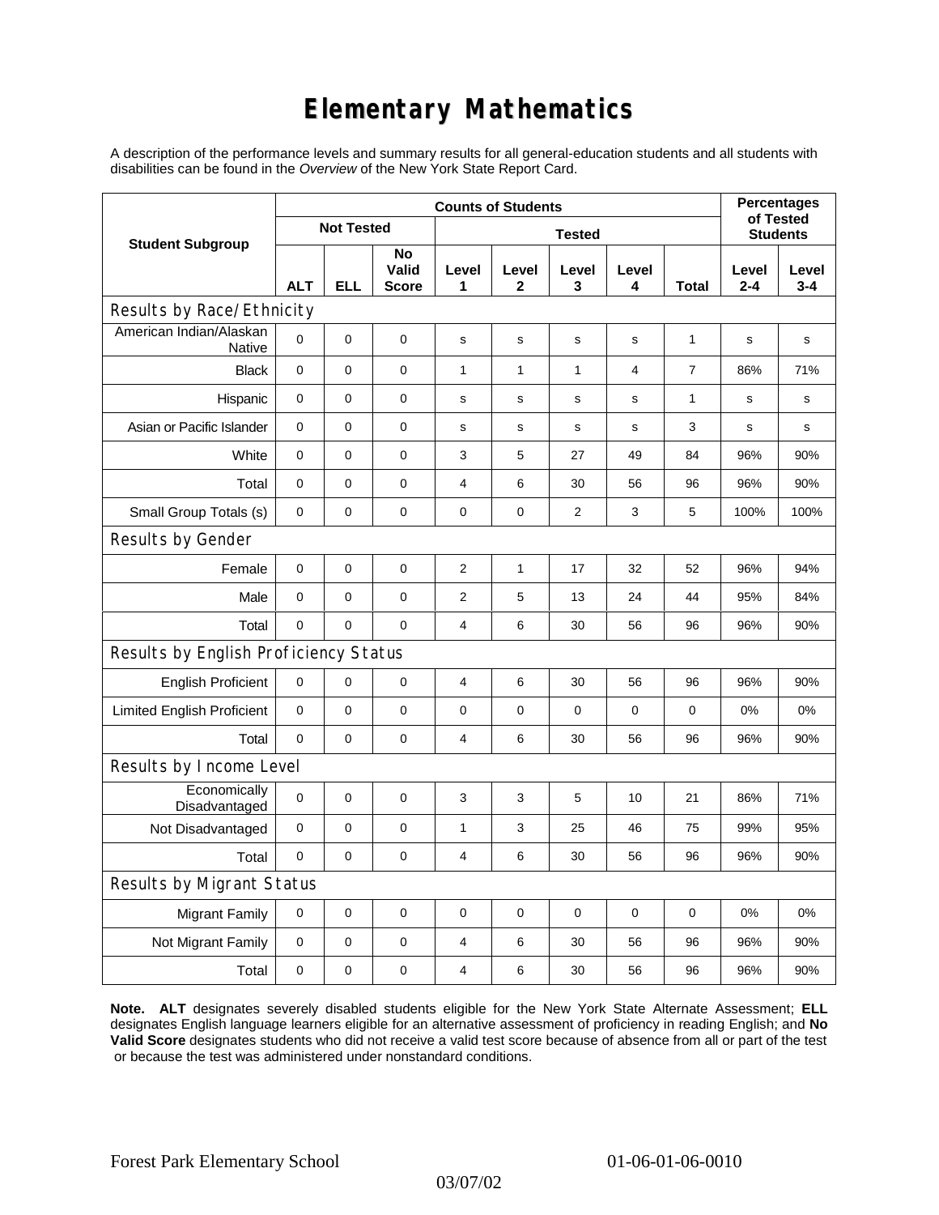# Elementary Mathematics

A description of the performance levels and summary results for all general-education students and all students with disabilities can be found in the *Overview* of the New York State Report Card.

| Student Subgroup | Counts of Students | | | | | | | | Percentages of Tested Students | |
|---|---|---|---|---|---|---|---|---|---|---|
| | Not Tested | | | Tested | | | | | | |
| | ALT | ELL | No Valid Score | Level 1 | Level 2 | Level 3 | Level 4 | Total | Level 2-4 | Level 3-4 |
| **Results by Race/Ethnicity** | | | | | | | | | | |
| American Indian/Alaskan Native | 0 | 0 | 0 | s | s | s | s | 1 | s | s |
| Black | 0 | 0 | 0 | 1 | 1 | 1 | 4 | 7 | 86% | 71% |
| Hispanic | 0 | 0 | 0 | s | s | s | s | 1 | s | s |
| Asian or Pacific Islander | 0 | 0 | 0 | s | s | s | s | 3 | s | s |
| White | 0 | 0 | 0 | 3 | 5 | 27 | 49 | 84 | 96% | 90% |
| Total | 0 | 0 | 0 | 4 | 6 | 30 | 56 | 96 | 96% | 90% |
| Small Group Totals (s) | 0 | 0 | 0 | 0 | 0 | 2 | 3 | 5 | 100% | 100% |
| **Results by Gender** | | | | | | | | | | |
| Female | 0 | 0 | 0 | 2 | 1 | 17 | 32 | 52 | 96% | 94% |
| Male | 0 | 0 | 0 | 2 | 5 | 13 | 24 | 44 | 95% | 84% |
| Total | 0 | 0 | 0 | 4 | 6 | 30 | 56 | 96 | 96% | 90% |
| **Results by English Proficiency Status** | | | | | | | | | | |
| English Proficient | 0 | 0 | 0 | 4 | 6 | 30 | 56 | 96 | 96% | 90% |
| Limited English Proficient | 0 | 0 | 0 | 0 | 0 | 0 | 0 | 0 | 0% | 0% |
| Total | 0 | 0 | 0 | 4 | 6 | 30 | 56 | 96 | 96% | 90% |
| **Results by Income Level** | | | | | | | | | | |
| Economically Disadvantaged | 0 | 0 | 0 | 3 | 3 | 5 | 10 | 21 | 86% | 71% |
| Not Disadvantaged | 0 | 0 | 0 | 1 | 3 | 25 | 46 | 75 | 99% | 95% |
| Total | 0 | 0 | 0 | 4 | 6 | 30 | 56 | 96 | 96% | 90% |
| **Results by Migrant Status** | | | | | | | | | | |
| Migrant Family | 0 | 0 | 0 | 0 | 0 | 0 | 0 | 0 | 0% | 0% |
| Not Migrant Family | 0 | 0 | 0 | 4 | 6 | 30 | 56 | 96 | 96% | 90% |
| Total | 0 | 0 | 0 | 4 | 6 | 30 | 56 | 96 | 96% | 90% |

**Note. ALT** designates severely disabled students eligible for the New York State Alternate Assessment; **ELL** designates English language learners eligible for an alternative assessment of proficiency in reading English; and **No Valid Score** designates students who did not receive a valid test score because of absence from all or part of the test or because the test was administered under nonstandard conditions.

Forest Park Elementary School 01-06-01-06-0010

03/07/02